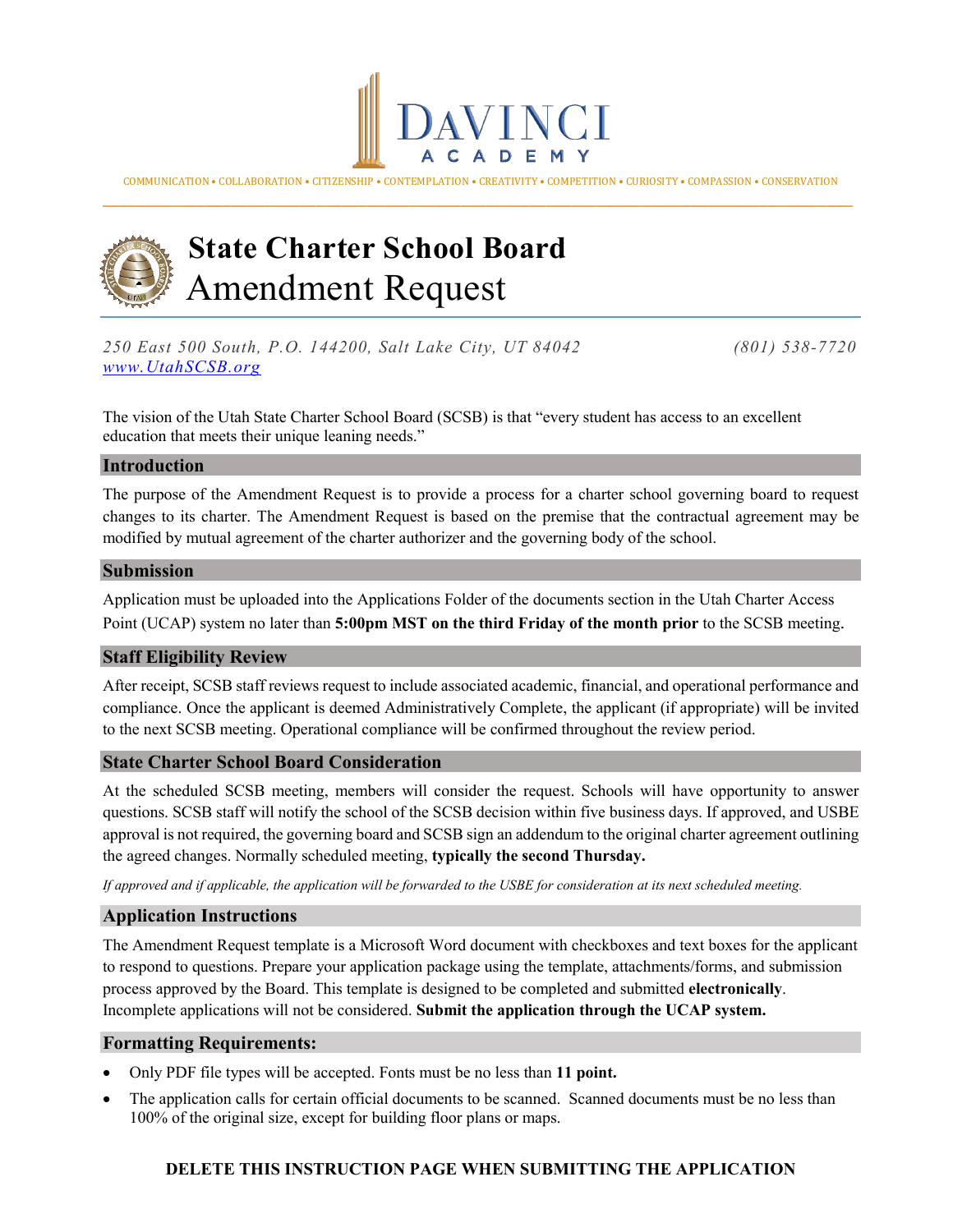DaVinci Academy

COMMUNICATION • COLLABORATION • CITIZENSHIP • CONTEMPLATION • CREATIVITY • COMPETITION • CURIOSITY • COMPASSION • CONSERVATION

# State Charter School Board
# Amendment Request

*250 East 500 South, P.O. 144200, Salt Lake City, UT 84042* *(801) 538-7720*
*www.UtahSCSB.org*

The vision of the Utah State Charter School Board (SCSB) is that "every student has access to an excellent education that meets their unique leaning needs."

## Introduction

The purpose of the Amendment Request is to provide a process for a charter school governing board to request changes to its charter. The Amendment Request is based on the premise that the contractual agreement may be modified by mutual agreement of the charter authorizer and the governing body of the school.

## Submission

Application must be uploaded into the Applications Folder of the documents section in the Utah Charter Access Point (UCAP) system no later than **5:00pm MST on the third Friday of the month prior** to the SCSB meeting.

## Staff Eligibility Review

After receipt, SCSB staff reviews request to include associated academic, financial, and operational performance and compliance. Once the applicant is deemed Administratively Complete, the applicant (if appropriate) will be invited to the next SCSB meeting. Operational compliance will be confirmed throughout the review period.

## State Charter School Board Consideration

At the scheduled SCSB meeting, members will consider the request. Schools will have opportunity to answer questions. SCSB staff will notify the school of the SCSB decision within five business days. If approved, and USBE approval is not required, the governing board and SCSB sign an addendum to the original charter agreement outlining the agreed changes. Normally scheduled meeting, **typically the second Thursday.**

*If approved and if applicable, the application will be forwarded to the USBE for consideration at its next scheduled meeting.*

## Application Instructions

The Amendment Request template is a Microsoft Word document with checkboxes and text boxes for the applicant to respond to questions. Prepare your application package using the template, attachments/forms, and submission process approved by the Board. This template is designed to be completed and submitted **electronically**. Incomplete applications will not be considered. **Submit the application through the UCAP system.**

## Formatting Requirements:

- Only PDF file types will be accepted. Fonts must be no less than **11 point.**
- The application calls for certain official documents to be scanned. Scanned documents must be no less than 100% of the original size, except for building floor plans or maps.

**DELETE THIS INSTRUCTION PAGE WHEN SUBMITTING THE APPLICATION**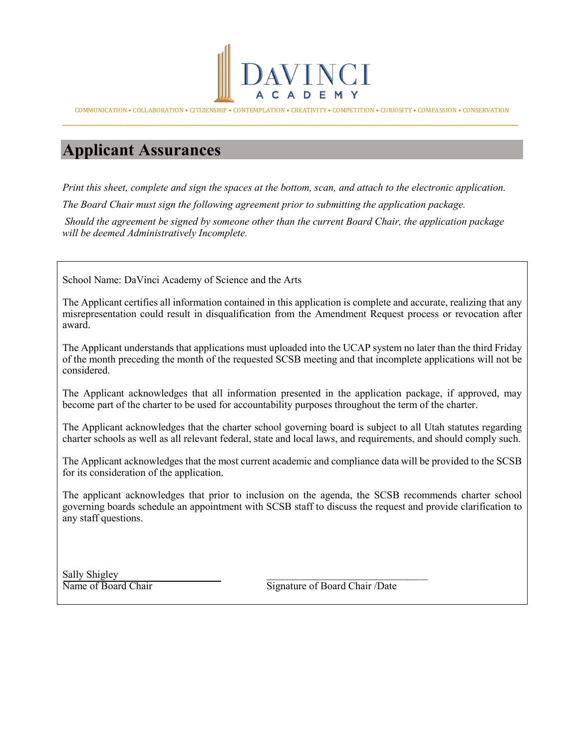DAVINCI ACADEMY

COMMUNICATION • COLLABORATION • CITIZENSHIP • CONTEMPLATION • CREATIVITY • COMPETITION • CURIOSITY • COMPASSION • CONSERVATION

# Applicant Assurances

*Print this sheet, complete and sign the spaces at the bottom, scan, and attach to the electronic application.*

*The Board Chair must sign the following agreement prior to submitting the application package.*

*Should the agreement be signed by someone other than the current Board Chair, the application package will be deemed Administratively Incomplete.*

School Name: DaVinci Academy of Science and the Arts

The Applicant certifies all information contained in this application is complete and accurate, realizing that any misrepresentation could result in disqualification from the Amendment Request process or revocation after award.

The Applicant understands that applications must uploaded into the UCAP system no later than the third Friday of the month preceding the month of the requested SCSB meeting and that incomplete applications will not be considered.

The Applicant acknowledges that all information presented in the application package, if approved, may become part of the charter to be used for accountability purposes throughout the term of the charter.

The Applicant acknowledges that the charter school governing board is subject to all Utah statutes regarding charter schools as well as all relevant federal, state and local laws, and requirements, and should comply such.

The Applicant acknowledges that the most current academic and compliance data will be provided to the SCSB for its consideration of the application.

The applicant acknowledges that prior to inclusion on the agenda, the SCSB recommends charter school governing boards schedule an appointment with SCSB staff to discuss the request and provide clarification to any staff questions.

Sally Shigley
Name of Board Chair

________________________________
Signature of Board Chair /Date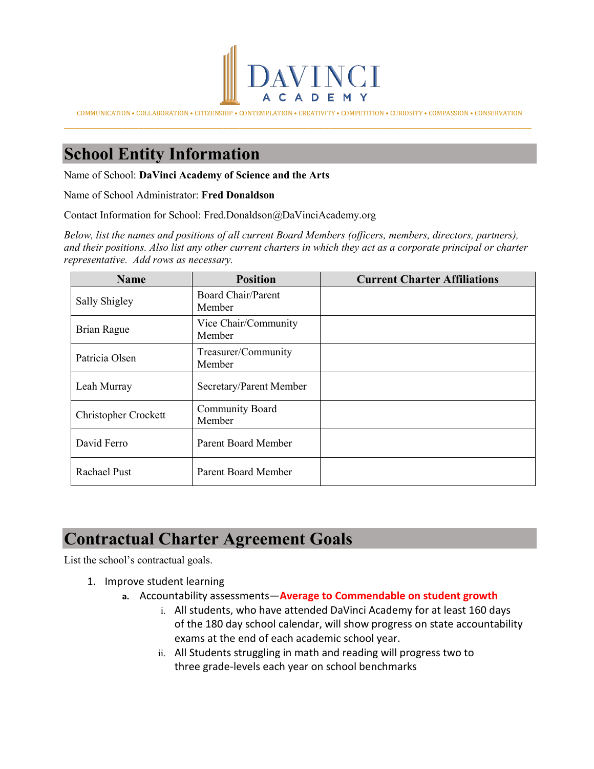DAVINCI ACADEMY

COMMUNICATION • COLLABORATION • CITIZENSHIP • CONTEMPLATION • CREATIVITY • COMPETITION • CURIOSITY • COMPASSION • CONSERVATION

## School Entity Information

Name of School: **DaVinci Academy of Science and the Arts**

Name of School Administrator: **Fred Donaldson**

Contact Information for School: Fred.Donaldson@DaVinciAcademy.org

*Below, list the names and positions of all current Board Members (officers, members, directors, partners), and their positions. Also list any other current charters in which they act as a corporate principal or charter representative. Add rows as necessary.*

| Name | Position | Current Charter Affiliations |
|---|---|---|
| Sally Shigley | Board Chair/Parent Member | |
| Brian Rague | Vice Chair/Community Member | |
| Patricia Olsen | Treasurer/Community Member | |
| Leah Murray | Secretary/Parent Member | |
| Christopher Crockett | Community Board Member | |
| David Ferro | Parent Board Member | |
| Rachael Pust | Parent Board Member | |

## Contractual Charter Agreement Goals

List the school's contractual goals.

1. Improve student learning
   a. Accountability assessments—**Average to Commendable on student growth**
      i. All students, who have attended DaVinci Academy for at least 160 days of the 180 day school calendar, will show progress on state accountability exams at the end of each academic school year.
      ii. All Students struggling in math and reading will progress two to three grade-levels each year on school benchmarks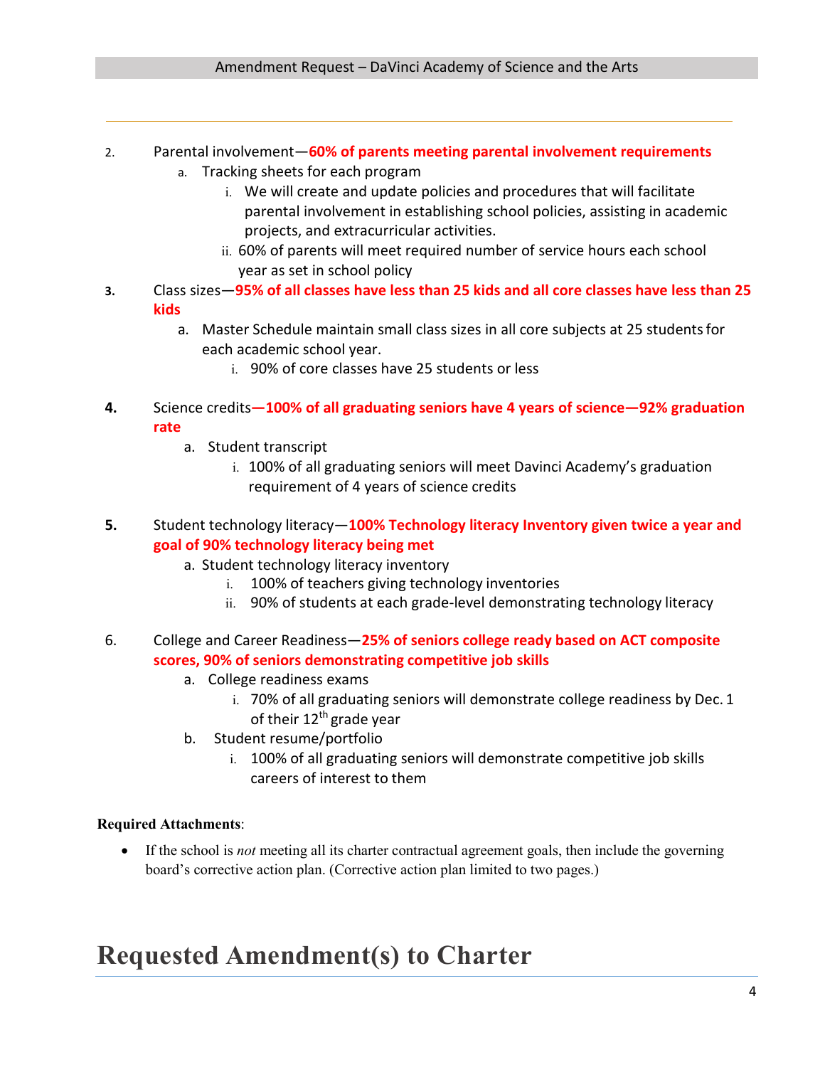2. Parental involvement—**60% of parents meeting parental involvement requirements**
   a. Tracking sheets for each program
      i. We will create and update policies and procedures that will facilitate parental involvement in establishing school policies, assisting in academic projects, and extracurricular activities.
      ii. 60% of parents will meet required number of service hours each school year as set in school policy

3. Class sizes—**95% of all classes have less than 25 kids and all core classes have less than 25 kids**
   a. Master Schedule maintain small class sizes in all core subjects at 25 students for each academic school year.
      i. 90% of core classes have 25 students or less

4. Science credits**—100% of all graduating seniors have 4 years of science—92% graduation rate**
   a. Student transcript
      i. 100% of all graduating seniors will meet Davinci Academy's graduation requirement of 4 years of science credits

5. Student technology literacy—**100% Technology literacy Inventory given twice a year and goal of 90% technology literacy being met**
   a. Student technology literacy inventory
      i. 100% of teachers giving technology inventories
      ii. 90% of students at each grade-level demonstrating technology literacy

6. College and Career Readiness—**25% of seniors college ready based on ACT composite scores, 90% of seniors demonstrating competitive job skills**
   a. College readiness exams
      i. 70% of all graduating seniors will demonstrate college readiness by Dec. 1 of their 12th grade year
   b. Student resume/portfolio
      i. 100% of all graduating seniors will demonstrate competitive job skills careers of interest to them

**Required Attachments**:

- If the school is *not* meeting all its charter contractual agreement goals, then include the governing board's corrective action plan. (Corrective action plan limited to two pages.)

# Requested Amendment(s) to Charter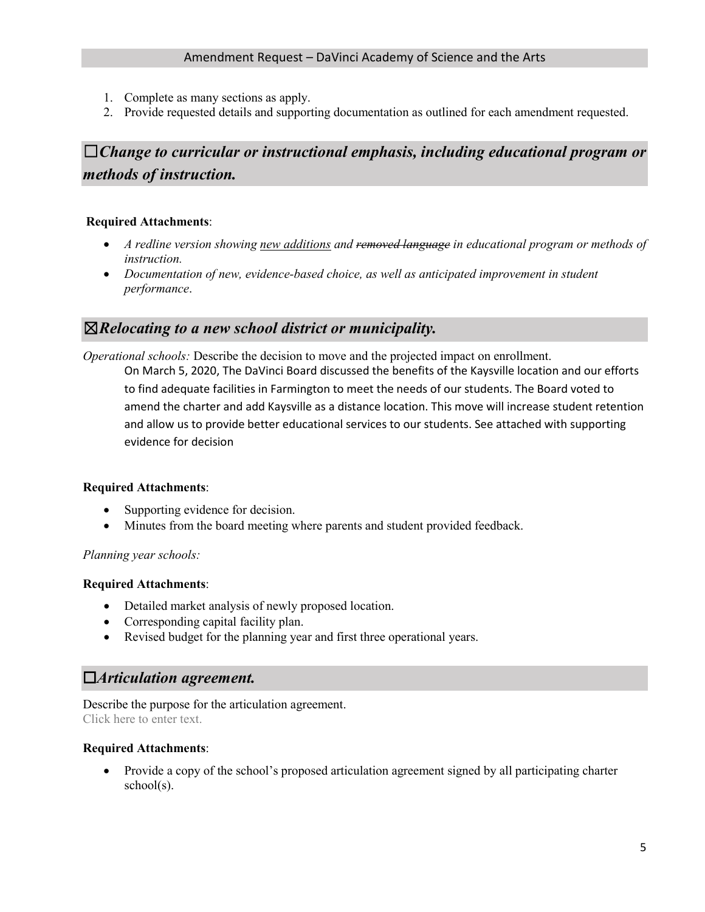1. Complete as many sections as apply.
2. Provide requested details and supporting documentation as outlined for each amendment requested.

## ☐*Change to curricular or instructional emphasis, including educational program or methods of instruction.*

**Required Attachments**:

- *A redline version showing <u>new additions</u> and ~~removed language~~ in educational program or methods of instruction.*
- *Documentation of new, evidence-based choice, as well as anticipated improvement in student performance*.

## ☒*Relocating to a new school district or municipality.*

*Operational schools:* Describe the decision to move and the projected impact on enrollment.

On March 5, 2020, The DaVinci Board discussed the benefits of the Kaysville location and our efforts to find adequate facilities in Farmington to meet the needs of our students. The Board voted to amend the charter and add Kaysville as a distance location. This move will increase student retention and allow us to provide better educational services to our students. See attached with supporting evidence for decision

**Required Attachments**:

- Supporting evidence for decision.
- Minutes from the board meeting where parents and student provided feedback.

*Planning year schools:*

**Required Attachments**:

- Detailed market analysis of newly proposed location.
- Corresponding capital facility plan.
- Revised budget for the planning year and first three operational years.

## ☐*Articulation agreement.*

Describe the purpose for the articulation agreement.
Click here to enter text.

**Required Attachments**:

- Provide a copy of the school's proposed articulation agreement signed by all participating charter school(s).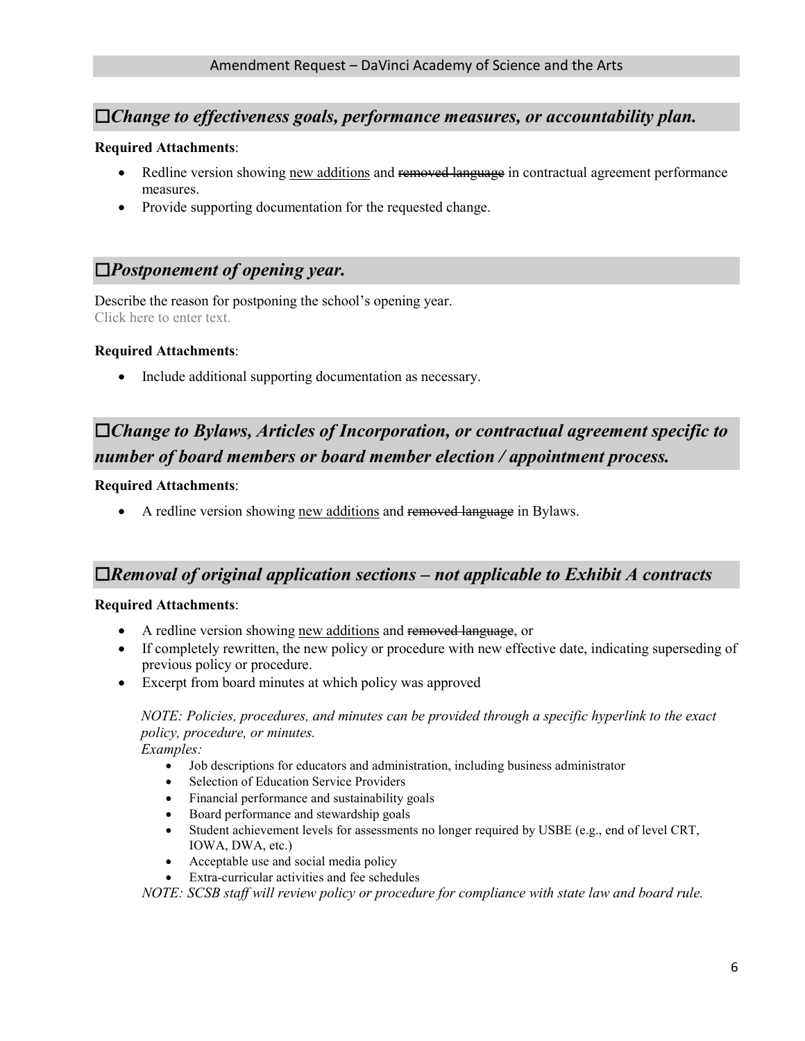## ☐*Change to effectiveness goals, performance measures, or accountability plan.*

**Required Attachments**:

- Redline version showing <u>new additions</u> and ~~removed language~~ in contractual agreement performance measures.
- Provide supporting documentation for the requested change.

## ☐*Postponement of opening year.*

Describe the reason for postponing the school's opening year.
Click here to enter text.

**Required Attachments**:

- Include additional supporting documentation as necessary.

## ☐*Change to Bylaws, Articles of Incorporation, or contractual agreement specific to number of board members or board member election / appointment process.*

**Required Attachments**:

- A redline version showing <u>new additions</u> and ~~removed language~~ in Bylaws.

## ☐*Removal of original application sections – not applicable to Exhibit A contracts*

**Required Attachments**:

- A redline version showing <u>new additions</u> and ~~removed language~~, or
- If completely rewritten, the new policy or procedure with new effective date, indicating superseding of previous policy or procedure.
- Excerpt from board minutes at which policy was approved

*NOTE: Policies, procedures, and minutes can be provided through a specific hyperlink to the exact policy, procedure, or minutes.*
*Examples:*

- Job descriptions for educators and administration, including business administrator
- Selection of Education Service Providers
- Financial performance and sustainability goals
- Board performance and stewardship goals
- Student achievement levels for assessments no longer required by USBE (e.g., end of level CRT, IOWA, DWA, etc.)
- Acceptable use and social media policy
- Extra-curricular activities and fee schedules

*NOTE: SCSB staff will review policy or procedure for compliance with state law and board rule.*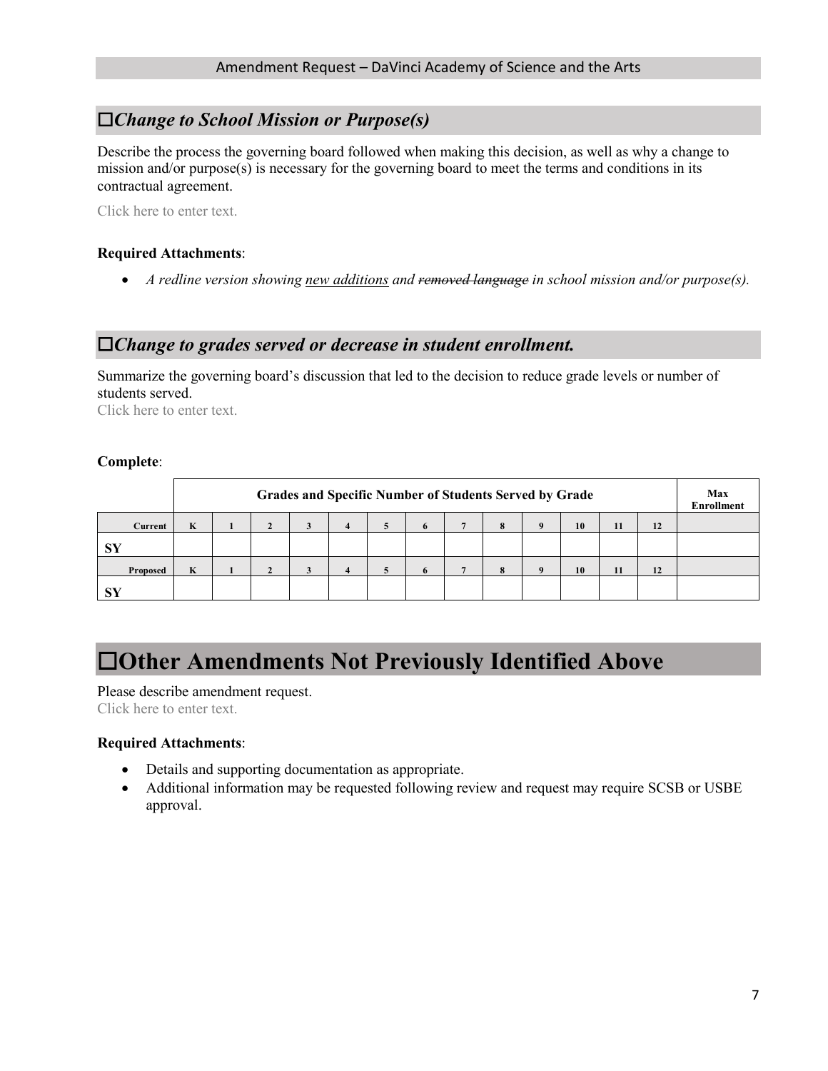## ☐*Change to School Mission or Purpose(s)*

Describe the process the governing board followed when making this decision, as well as why a change to mission and/or purpose(s) is necessary for the governing board to meet the terms and conditions in its contractual agreement.

Click here to enter text.

**Required Attachments**:

- *A redline version showing <u>new additions</u> and ~~removed language~~ in school mission and/or purpose(s).*

## ☐*Change to grades served or decrease in student enrollment.*

Summarize the governing board's discussion that led to the decision to reduce grade levels or number of students served.

Click here to enter text.

**Complete**:

| | Grades and Specific Number of Students Served by Grade | | | | | | | | | | | | | Max Enrollment |
|---|---|---|---|---|---|---|---|---|---|---|---|---|---|---|
| Current | K | 1 | 2 | 3 | 4 | 5 | 6 | 7 | 8 | 9 | 10 | 11 | 12 | |
| SY | | | | | | | | | | | | | | |
| Proposed | K | 1 | 2 | 3 | 4 | 5 | 6 | 7 | 8 | 9 | 10 | 11 | 12 | |
| SY | | | | | | | | | | | | | | |

# ☐Other Amendments Not Previously Identified Above

Please describe amendment request.

Click here to enter text.

**Required Attachments**:

- Details and supporting documentation as appropriate.
- Additional information may be requested following review and request may require SCSB or USBE approval.